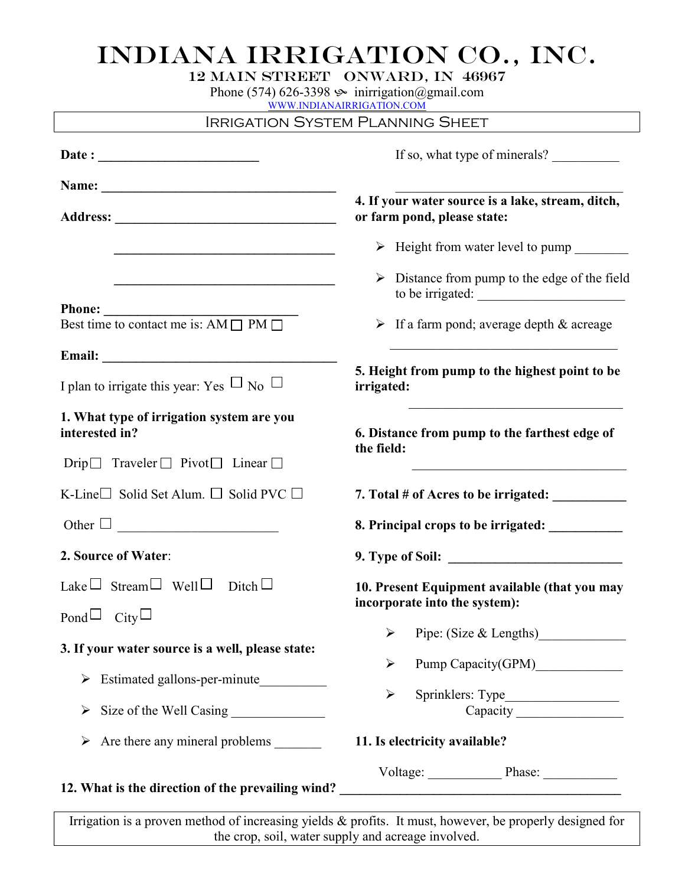# INDIANA IRRIGATION CO., INC.

12 MAIN STREET ONWARD, IN 46967

Phone (574) 626-3398 inirrigation@gmail.com

WWW.INDIANAIRRIGATION.COM

## IRRIGATION SYSTEM PLANNING SHEET

**Date :** ________________________

**Name:** ___________________________________

**Address:** _________________________________

_________________________________

_________________________________

**Phone:** _____________________________

Best time to contact me is: AM ☐ PM ☐

**Email:** ___________________________________

I plan to irrigate this year: Yes ☐ No ☐

**1. What type of irrigation system are you interested in?**

Drip ☐ Traveler ☐ Pivot ☐ Linear ☐

K-Line ☐ Solid Set Alum. ☐ Solid PVC ☐

Other ☐ ______________________

**2. Source of Water**:

Lake ☐ Stream ☐ Well ☐ Ditch ☐

Pond ☐ City ☐

**3. If your water source is a well, please state:**

- Estimated gallons-per-minute__________
- Size of the Well Casing ______________
- Are there any mineral problems _______

If so, what type of minerals? __________

_________________________________

**4. If your water source is a lake, stream, ditch, or farm pond, please state:**

- Height from water level to pump ________
- Distance from pump to the edge of the field to be irrigated: _____________________
- If a farm pond; average depth & acreage

_________________________________

**5. Height from pump to the highest point to be irrigated:**

_________________________________

**6. Distance from pump to the farthest edge of the field:**

_________________________________

**7. Total # of Acres to be irrigated:** ___________

**8. Principal crops to be irrigated:** __________

**9. Type of Soil:** __________________________

**10. Present Equipment available (that you may incorporate into the system):**

- Pipe: (Size & Lengths)_____________
- Pump Capacity(GPM)_____________
- Sprinklers: Type________________
  Capacity _______________

**11. Is electricity available?**

Voltage: ___________ Phase: ___________

**12. What is the direction of the prevailing wind?** ___________________________________________

Irrigation is a proven method of increasing yields & profits. It must, however, be properly designed for the crop, soil, water supply and acreage involved.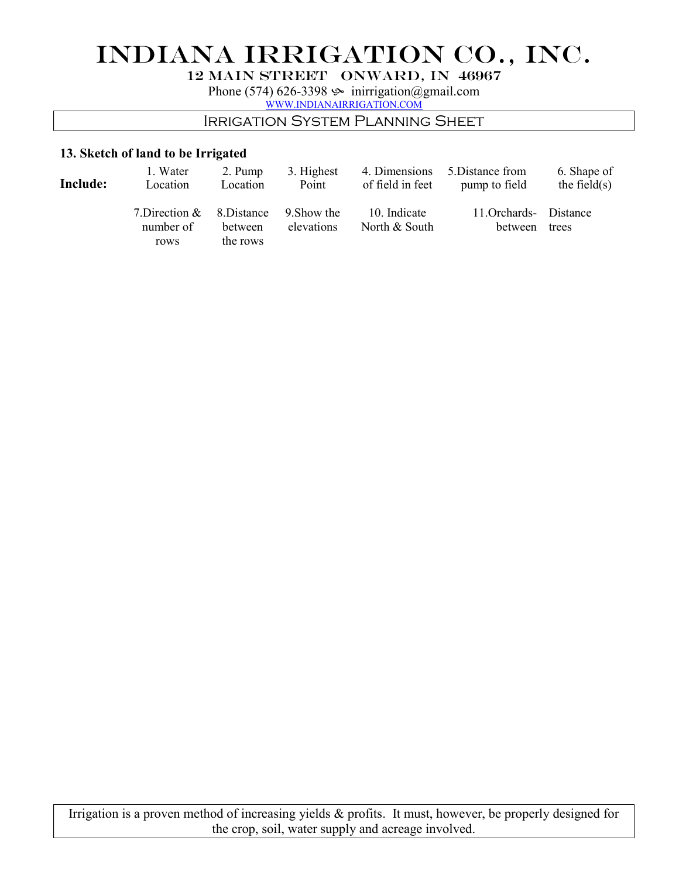# INDIANA IRRIGATION CO., INC.

**12 MAIN STREET ONWARD, IN 46967**

Phone (574) 626-3398 ✎ inirrigation@gmail.com

WWW.INDIANAIRRIGATION.COM

## Irrigation System Planning Sheet

**13. Sketch of land to be Irrigated**

| | | | | | | |
|---|---|---|---|---|---|---|
| **Include:** | 1. Water Location | 2. Pump Location | 3. Highest Point | 4. Dimensions of field in feet | 5.Distance from pump to field | 6. Shape of the field(s) |
| | 7.Direction & number of rows | 8.Distance between the rows | 9.Show the elevations | 10. Indicate North & South | 11.Orchards- Distance between trees | |

Irrigation is a proven method of increasing yields & profits. It must, however, be properly designed for the crop, soil, water supply and acreage involved.